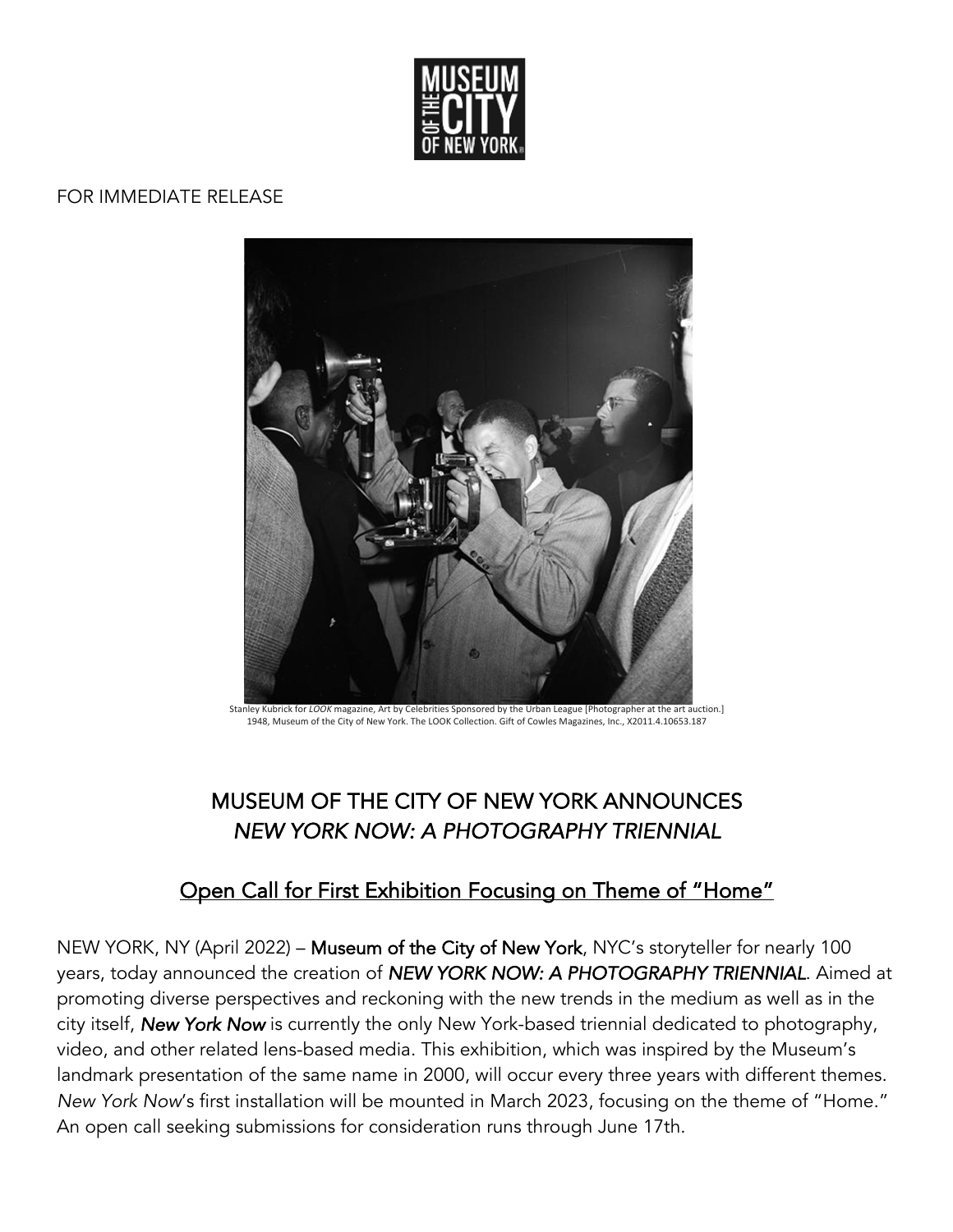FOR IMMEDIATE RELEASE

Stanley Kubrick for *LOOK* magazine, Art by Celebrities Sponsored by the Urban League [Photographer at the art auction.] 1948, Museum of the City of New York. The LOOK Collection. Gift of Cowles Magazines, Inc., X2011.4.10653.187

# MUSEUM OF THE CITY OF NEW YORK ANNOUNCES *NEW YORK NOW: A PHOTOGRAPHY TRIENNIAL*

## Open Call for First Exhibition Focusing on Theme of "Home"

NEW YORK, NY (April 2022) – **Museum of the City of New York**, NYC's storyteller for nearly 100 years, today announced the creation of ***NEW YORK NOW: A PHOTOGRAPHY TRIENNIAL***. Aimed at promoting diverse perspectives and reckoning with the new trends in the medium as well as in the city itself, ***New York Now*** is currently the only New York-based triennial dedicated to photography, video, and other related lens-based media. This exhibition, which was inspired by the Museum's landmark presentation of the same name in 2000, will occur every three years with different themes. *New York Now*'s first installation will be mounted in March 2023, focusing on the theme of "Home." An open call seeking submissions for consideration runs through June 17th.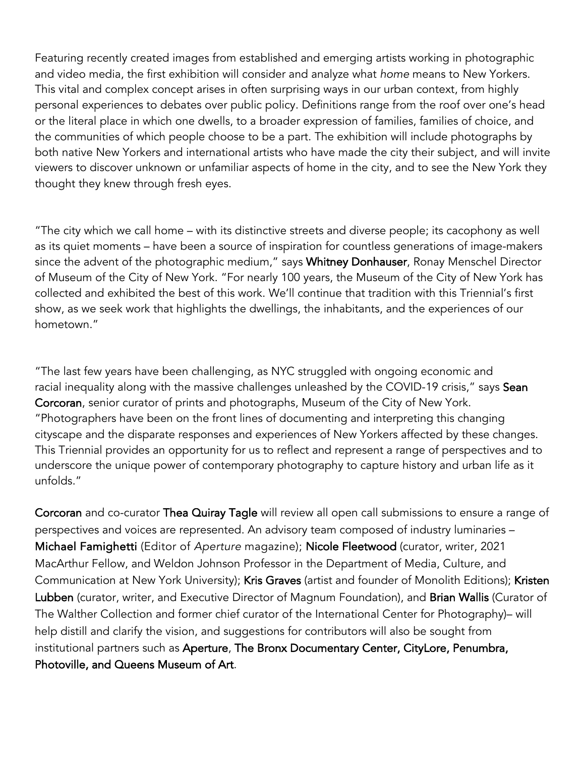Featuring recently created images from established and emerging artists working in photographic and video media, the first exhibition will consider and analyze what *home* means to New Yorkers. This vital and complex concept arises in often surprising ways in our urban context, from highly personal experiences to debates over public policy. Definitions range from the roof over one's head or the literal place in which one dwells, to a broader expression of families, families of choice, and the communities of which people choose to be a part. The exhibition will include photographs by both native New Yorkers and international artists who have made the city their subject, and will invite viewers to discover unknown or unfamiliar aspects of home in the city, and to see the New York they thought they knew through fresh eyes.

"The city which we call home – with its distinctive streets and diverse people; its cacophony as well as its quiet moments – have been a source of inspiration for countless generations of image-makers since the advent of the photographic medium," says **Whitney Donhauser**, Ronay Menschel Director of Museum of the City of New York. "For nearly 100 years, the Museum of the City of New York has collected and exhibited the best of this work. We'll continue that tradition with this Triennial's first show, as we seek work that highlights the dwellings, the inhabitants, and the experiences of our hometown."

"The last few years have been challenging, as NYC struggled with ongoing economic and racial inequality along with the massive challenges unleashed by the COVID-19 crisis," says **Sean Corcoran**, senior curator of prints and photographs, Museum of the City of New York. "Photographers have been on the front lines of documenting and interpreting this changing cityscape and the disparate responses and experiences of New Yorkers affected by these changes. This Triennial provides an opportunity for us to reflect and represent a range of perspectives and to underscore the unique power of contemporary photography to capture history and urban life as it unfolds."

**Corcoran** and co-curator **Thea Quiray Tagle** will review all open call submissions to ensure a range of perspectives and voices are represented. An advisory team composed of industry luminaries – **Michael Famighetti** (Editor of *Aperture* magazine); **Nicole Fleetwood** (curator, writer, 2021 MacArthur Fellow, and Weldon Johnson Professor in the Department of Media, Culture, and Communication at New York University); **Kris Graves** (artist and founder of Monolith Editions); **Kristen Lubben** (curator, writer, and Executive Director of Magnum Foundation), and **Brian Wallis** (Curator of The Walther Collection and former chief curator of the International Center for Photography)– will help distill and clarify the vision, and suggestions for contributors will also be sought from institutional partners such as **Aperture**, **The Bronx Documentary Center, CityLore, Penumbra, Photoville, and Queens Museum of Art**.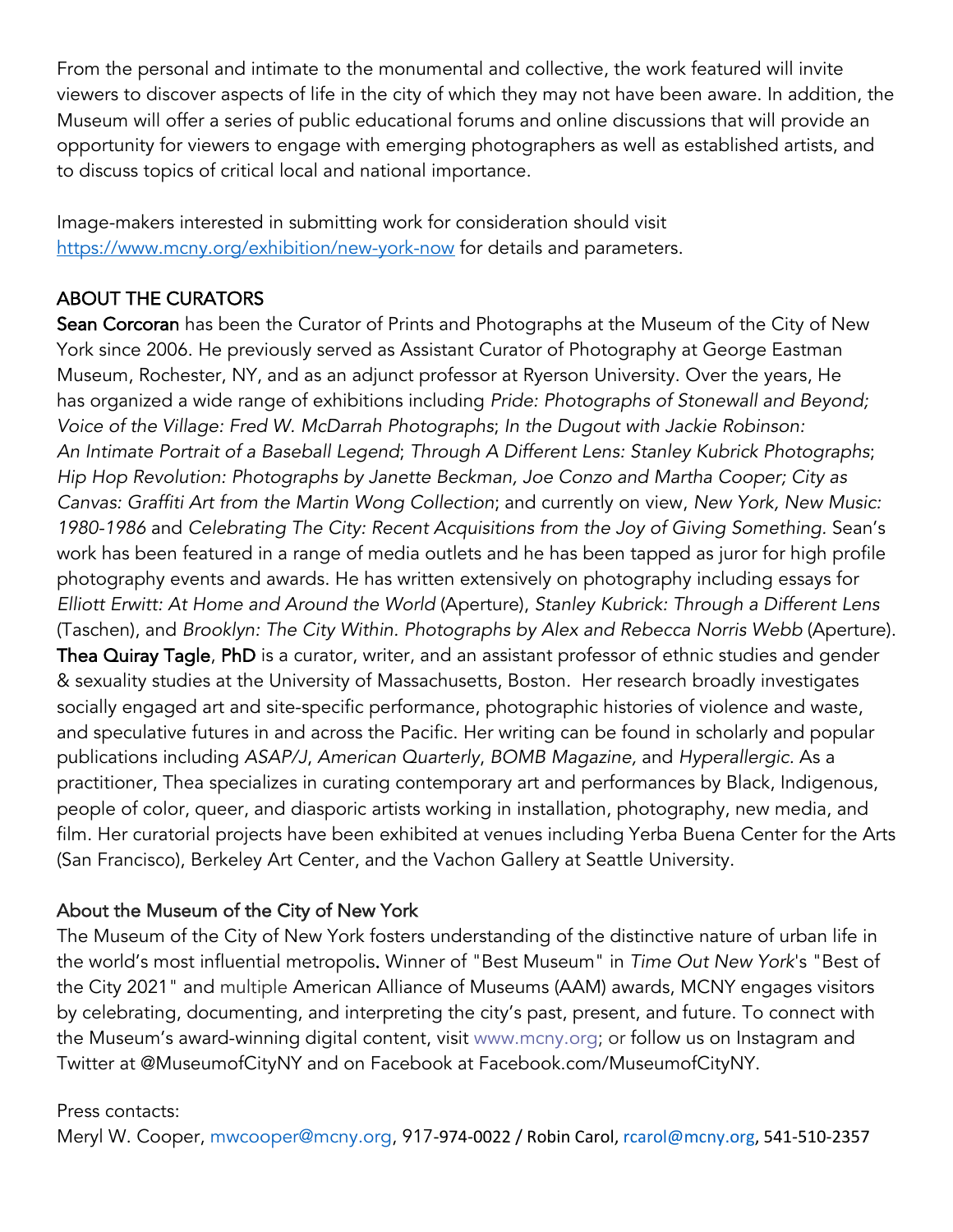From the personal and intimate to the monumental and collective, the work featured will invite viewers to discover aspects of life in the city of which they may not have been aware. In addition, the Museum will offer a series of public educational forums and online discussions that will provide an opportunity for viewers to engage with emerging photographers as well as established artists, and to discuss topics of critical local and national importance.

Image-makers interested in submitting work for consideration should visit [https://www.mcny.org/exhibition/new-york-now](https://www.mcny.org/exhibition/new-york-now) for details and parameters.

## ABOUT THE CURATORS

**Sean Corcoran** has been the Curator of Prints and Photographs at the Museum of the City of New York since 2006. He previously served as Assistant Curator of Photography at George Eastman Museum, Rochester, NY, and as an adjunct professor at Ryerson University. Over the years, He has organized a wide range of exhibitions including *Pride: Photographs of Stonewall and Beyond; Voice of the Village: Fred W. McDarrah Photographs*; *In the Dugout with Jackie Robinson: An Intimate Portrait of a Baseball Legend*; *Through A Different Lens: Stanley Kubrick Photographs*; *Hip Hop Revolution: Photographs by Janette Beckman, Joe Conzo and Martha Cooper; City as Canvas: Graffiti Art from the Martin Wong Collection*; and currently on view, *New York, New Music: 1980-1986* and *Celebrating The City: Recent Acquisitions from the Joy of Giving Something.* Sean's work has been featured in a range of media outlets and he has been tapped as juror for high profile photography events and awards. He has written extensively on photography including essays for *Elliott Erwitt: At Home and Around the World* (Aperture), *Stanley Kubrick: Through a Different Lens* (Taschen), and *Brooklyn: The City Within. Photographs by Alex and Rebecca Norris Webb* (Aperture).

**Thea Quiray Tagle**, **PhD** is a curator, writer, and an assistant professor of ethnic studies and gender & sexuality studies at the University of Massachusetts, Boston. Her research broadly investigates socially engaged art and site-specific performance, photographic histories of violence and waste, and speculative futures in and across the Pacific. Her writing can be found in scholarly and popular publications including *ASAP/J*, *American Quarterly*, *BOMB Magazine,* and *Hyperallergic.* As a practitioner, Thea specializes in curating contemporary art and performances by Black, Indigenous, people of color, queer, and diasporic artists working in installation, photography, new media, and film. Her curatorial projects have been exhibited at venues including Yerba Buena Center for the Arts (San Francisco), Berkeley Art Center, and the Vachon Gallery at Seattle University.

## About the Museum of the City of New York

The Museum of the City of New York fosters understanding of the distinctive nature of urban life in the world's most influential metropolis**.** Winner of "Best Museum" in *Time Out New York*'s "Best of the City 2021" and multiple American Alliance of Museums (AAM) awards, MCNY engages visitors by celebrating, documenting, and interpreting the city's past, present, and future. To connect with the Museum's award-winning digital content, visit www.mcny.org; or follow us on Instagram and Twitter at @MuseumofCityNY and on Facebook at Facebook.com/MuseumofCityNY.

Press contacts:
Meryl W. Cooper, mwcooper@mcny.org, 917-974-0022 / Robin Carol, rcarol@mcny.org, 541-510-2357